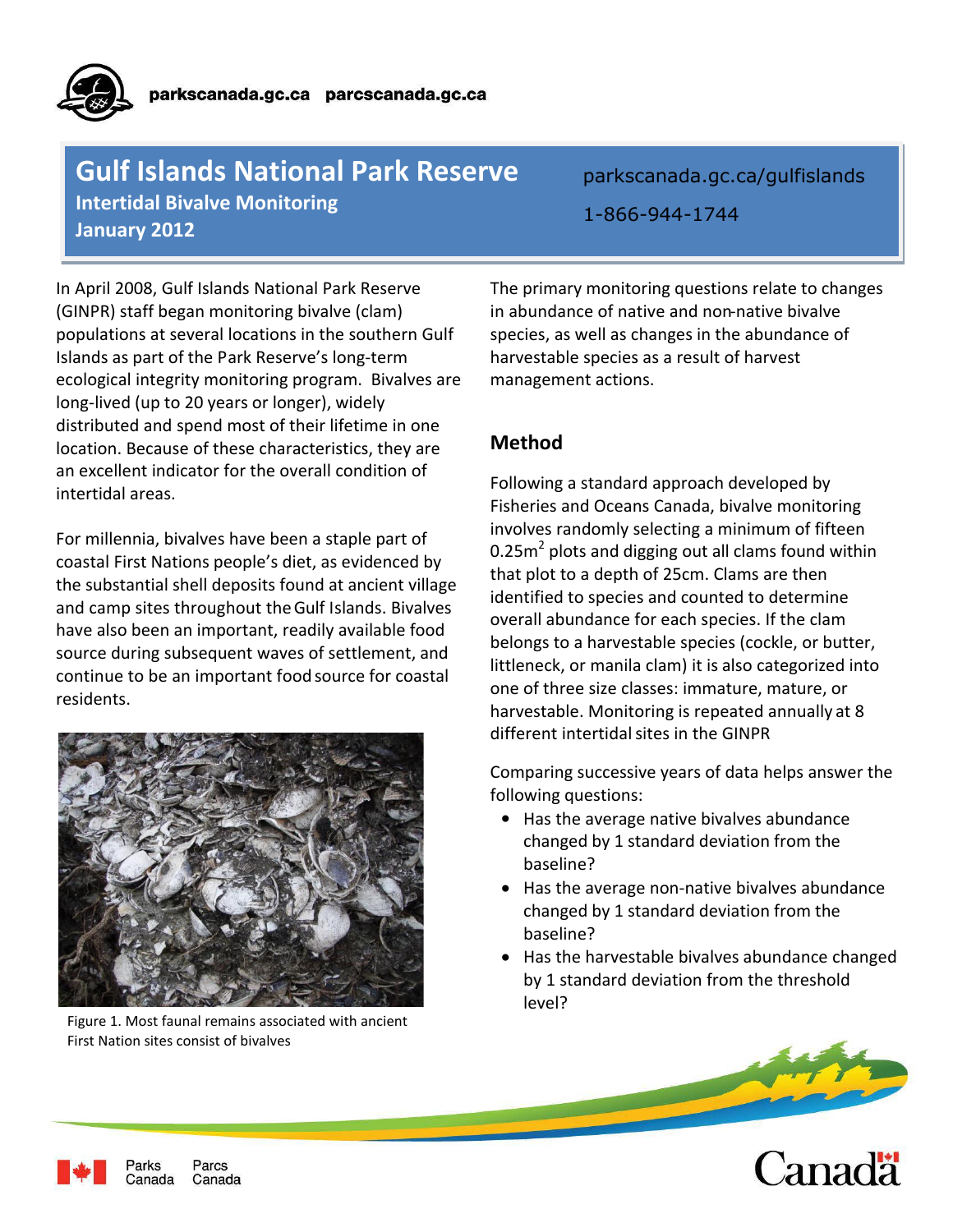parkscanada.gc.ca parcscanada.gc.ca

# Gulf Islands National Park Reserve

**Intertidal Bivalve Monitoring**
**January 2012**

parkscanada.gc.ca/gulfislands

1-866-944-1744

In April 2008, Gulf Islands National Park Reserve (GINPR) staff began monitoring bivalve (clam) populations at several locations in the southern Gulf Islands as part of the Park Reserve's long-term ecological integrity monitoring program. Bivalves are long-lived (up to 20 years or longer), widely distributed and spend most of their lifetime in one location. Because of these characteristics, they are an excellent indicator for the overall condition of intertidal areas.

For millennia, bivalves have been a staple part of coastal First Nations people's diet, as evidenced by the substantial shell deposits found at ancient village and camp sites throughout the Gulf Islands. Bivalves have also been an important, readily available food source during subsequent waves of settlement, and continue to be an important food source for coastal residents.

Figure 1. Most faunal remains associated with ancient First Nation sites consist of bivalves

The primary monitoring questions relate to changes in abundance of native and non-native bivalve species, as well as changes in the abundance of harvestable species as a result of harvest management actions.

## Method

Following a standard approach developed by Fisheries and Oceans Canada, bivalve monitoring involves randomly selecting a minimum of fifteen $0.25m^2$ plots and digging out all clams found within that plot to a depth of 25cm. Clams are then identified to species and counted to determine overall abundance for each species. If the clam belongs to a harvestable species (cockle, or butter, littleneck, or manila clam) it is also categorized into one of three size classes: immature, mature, or harvestable. Monitoring is repeated annually at 8 different intertidal sites in the GINPR

Comparing successive years of data helps answer the following questions:

- Has the average native bivalves abundance changed by 1 standard deviation from the baseline?
- Has the average non-native bivalves abundance changed by 1 standard deviation from the baseline?
- Has the harvestable bivalves abundance changed by 1 standard deviation from the threshold level?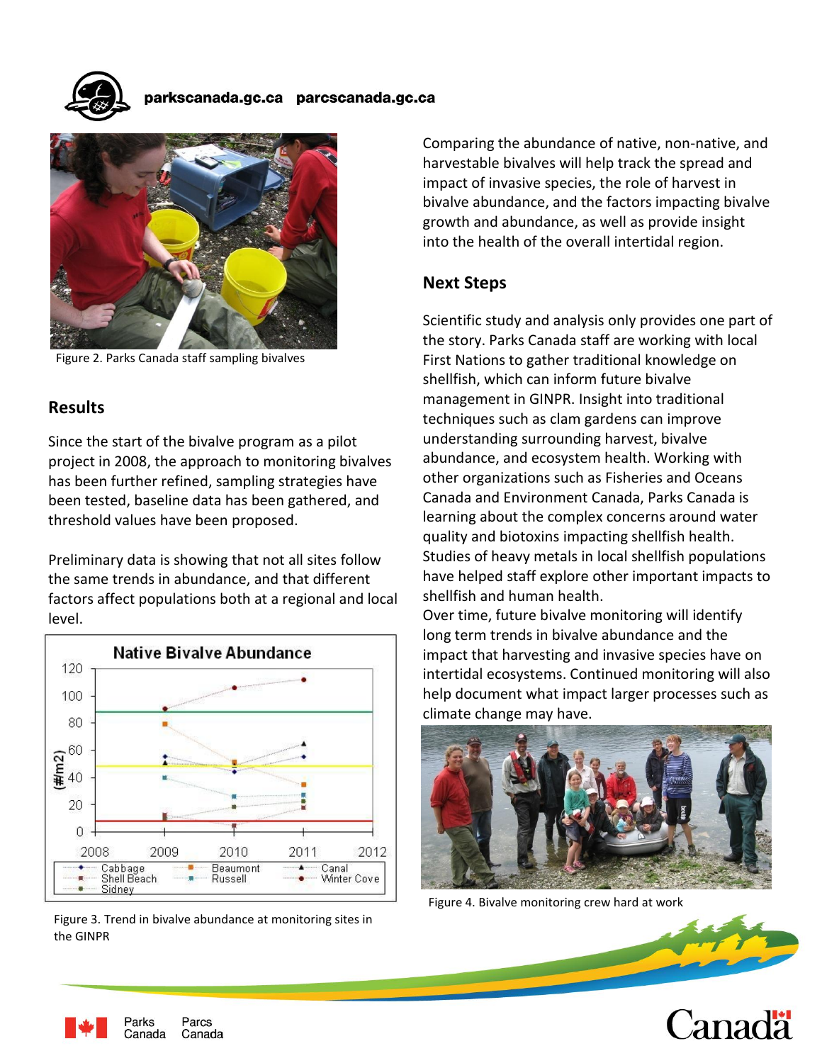Figure 2. Parks Canada staff sampling bivalves

## Results

Since the start of the bivalve program as a pilot project in 2008, the approach to monitoring bivalves has been further refined, sampling strategies have been tested, baseline data has been gathered, and threshold values have been proposed.

Preliminary data is showing that not all sites follow the same trends in abundance, and that different factors affect populations both at a regional and local level.

Native Bivalve Abundance

(#/m2)

120
100
80
60
40
20
0

2008 2009 2010 2011 2012

Cabbage
Shell Beach
Sidney
Beaumont
Russell
Canal
Winter Cove

Figure 3. Trend in bivalve abundance at monitoring sites in the GINPR

Comparing the abundance of native, non-native, and harvestable bivalves will help track the spread and impact of invasive species, the role of harvest in bivalve abundance, and the factors impacting bivalve growth and abundance, as well as provide insight into the health of the overall intertidal region.

## Next Steps

Scientific study and analysis only provides one part of the story. Parks Canada staff are working with local First Nations to gather traditional knowledge on shellfish, which can inform future bivalve management in GINPR. Insight into traditional techniques such as clam gardens can improve understanding surrounding harvest, bivalve abundance, and ecosystem health. Working with other organizations such as Fisheries and Oceans Canada and Environment Canada, Parks Canada is learning about the complex concerns around water quality and biotoxins impacting shellfish health. Studies of heavy metals in local shellfish populations have helped staff explore other important impacts to shellfish and human health.

Over time, future bivalve monitoring will identify long term trends in bivalve abundance and the impact that harvesting and invasive species have on intertidal ecosystems. Continued monitoring will also help document what impact larger processes such as climate change may have.

Figure 4. Bivalve monitoring crew hard at work